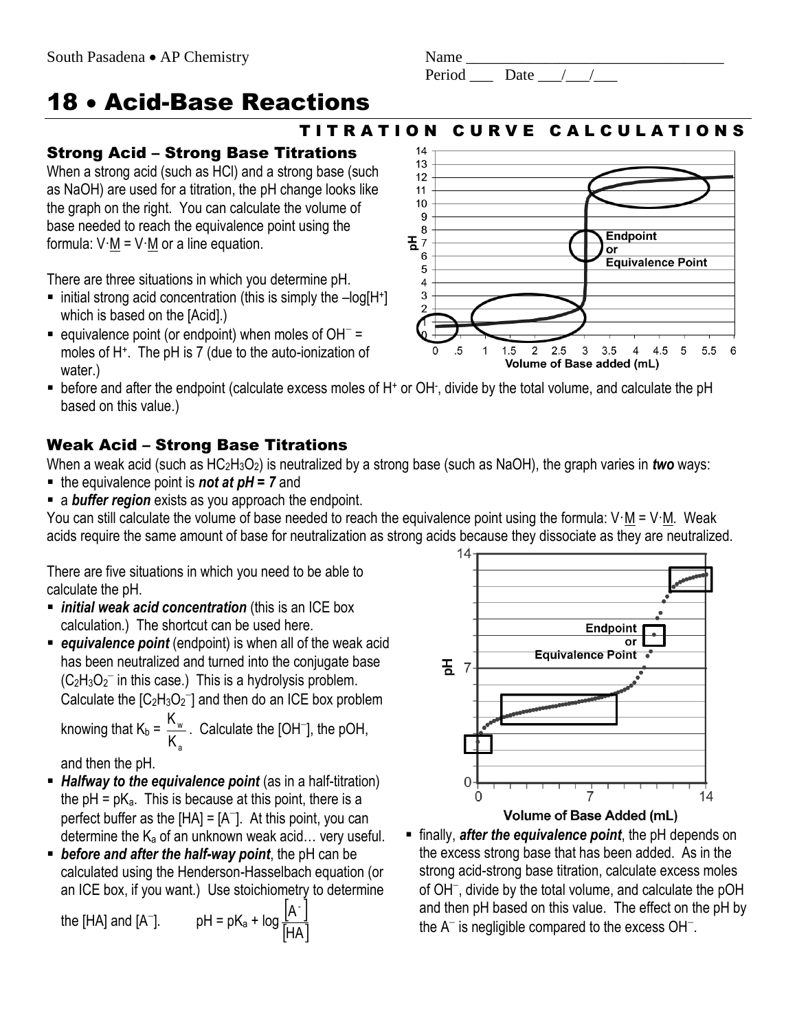South Pasadena • AP Chemistry

Name ________________________________
Period ___ Date ___/___/___

# 18 • Acid-Base Reactions

## TITRATION CURVE CALCULATIONS

### Strong Acid – Strong Base Titrations

When a strong acid (such as HCl) and a strong base (such as NaOH) are used for a titration, the pH change looks like the graph on the right. You can calculate the volume of base needed to reach the equivalence point using the formula: V·M = V·M or a line equation.

14
13
12
11
10
9
8
7
6
5
4
3
2
1
0
pH
0 .5 1 1.5 2 2.5 3 3.5 4 4.5 5 5.5 6
Volume of Base added (mL)
Endpoint or Equivalence Point

There are three situations in which you determine pH.

- initial strong acid concentration (this is simply the $-\log[H^+]$ which is based on the [Acid].)
- equivalence point (or endpoint) when moles of $OH^-$ = moles of $H^+$. The pH is 7 (due to the auto-ionization of water.)
- before and after the endpoint (calculate excess moles of $H^+$ or $OH^-$, divide by the total volume, and calculate the pH based on this value.)

### Weak Acid – Strong Base Titrations

When a weak acid (such as $HC_2H_3O_2$) is neutralized by a strong base (such as NaOH), the graph varies in ***two*** ways:

- the equivalence point is ***not at pH = 7*** and
- a ***buffer region*** exists as you approach the endpoint.

You can still calculate the volume of base needed to reach the equivalence point using the formula: V·M = V·M. Weak acids require the same amount of base for neutralization as strong acids because they dissociate as they are neutralized.

14
7
0
pH
0 7 14
Volume of Base Added (mL)
Endpoint or Equivalence Point

There are five situations in which you need to be able to calculate the pH.

- ***initial weak acid concentration*** (this is an ICE box calculation.) The shortcut can be used here.
- ***equivalence point*** (endpoint) is when all of the weak acid has been neutralized and turned into the conjugate base ($C_2H_3O_2^-$ in this case.) This is a hydrolysis problem. Calculate the $[C_2H_3O_2^-]$ and then do an ICE box problem knowing that $K_b = \frac{K_w}{K_a}$. Calculate the $[OH^-]$, the pOH, and then the pH.
- ***Halfway to the equivalence point*** (as in a half-titration) the pH = $pK_a$. This is because at this point, there is a perfect buffer as the [HA] = $[A^-]$. At this point, you can determine the $K_a$ of an unknown weak acid… very useful.
- ***before and after the half-way point***, the pH can be calculated using the Henderson-Hasselbach equation (or an ICE box, if you want.) Use stoichiometry to determine the [HA] and $[A^-]$. $\quad pH = pK_a + \log\frac{[A^-]}{[HA]}$
- finally, ***after the equivalence point***, the pH depends on the excess strong base that has been added. As in the strong acid-strong base titration, calculate excess moles of $OH^-$, divide by the total volume, and calculate the pOH and then pH based on this value. The effect on the pH by the $A^-$ is negligible compared to the excess $OH^-$.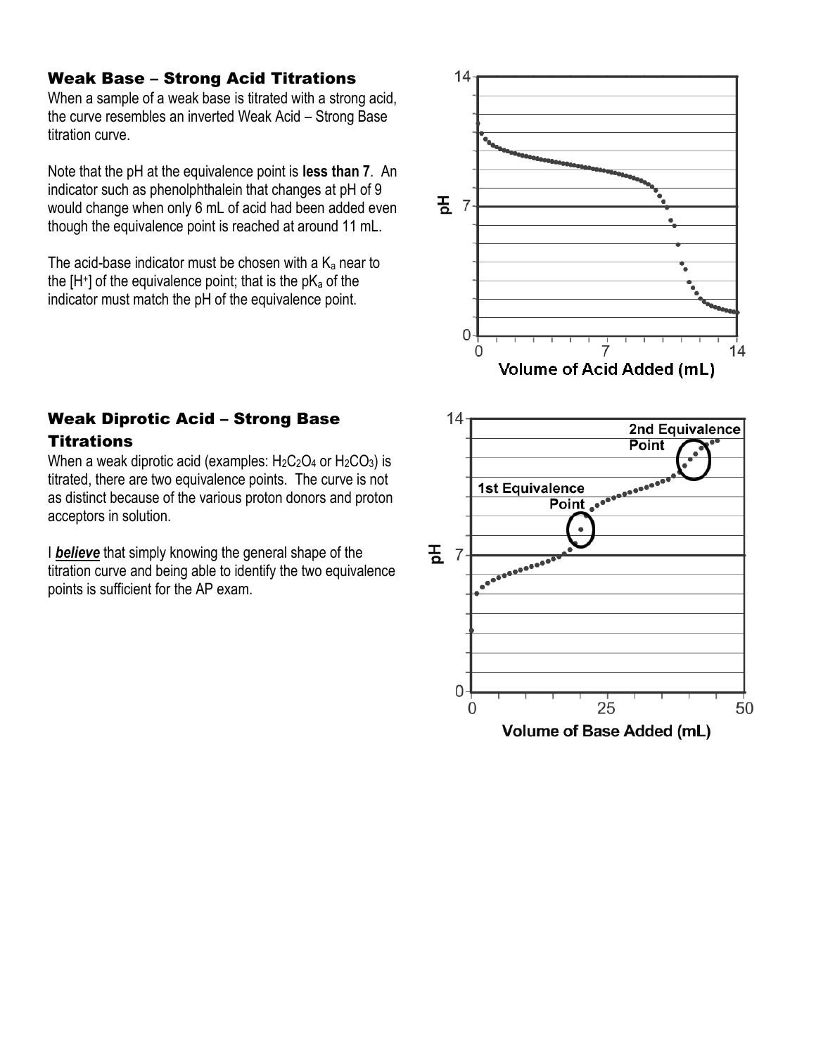## Weak Base – Strong Acid Titrations

When a sample of a weak base is titrated with a strong acid, the curve resembles an inverted Weak Acid – Strong Base titration curve.

Note that the pH at the equivalence point is **less than 7**. An indicator such as phenolphthalein that changes at pH of 9 would change when only 6 mL of acid had been added even though the equivalence point is reached at around 11 mL.

The acid-base indicator must be chosen with a $K_a$ near to the $[H^+]$ of the equivalence point; that is the $pK_a$ of the indicator must match the pH of the equivalence point.

14
7
0
pH
0
7
14
Volume of Acid Added (mL)

## Weak Diprotic Acid – Strong Base Titrations

When a weak diprotic acid (examples: $H_2C_2O_4$ or $H_2CO_3$) is titrated, there are two equivalence points. The curve is not as distinct because of the various proton donors and proton acceptors in solution.

I ***believe*** that simply knowing the general shape of the titration curve and being able to identify the two equivalence points is sufficient for the AP exam.

14
7
0
pH
2nd Equivalence Point
1st Equivalence Point
0
25
50
Volume of Base Added (mL)